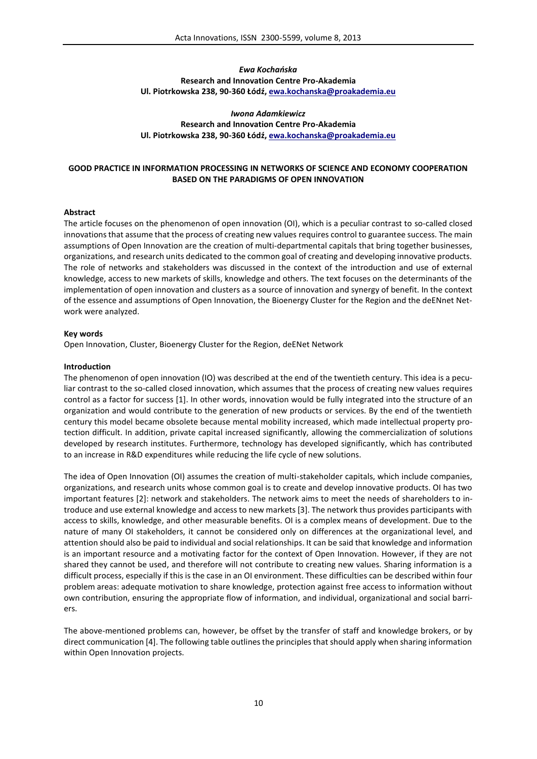*Ewa Kochańska*
**Research and Innovation Centre Pro-Akademia**
**Ul. Piotrkowska 238, 90-360 Łódź, ewa.kochanska@proakademia.eu**

*Iwona Adamkiewicz*
**Research and Innovation Centre Pro-Akademia**
**Ul. Piotrkowska 238, 90-360 Łódź, ewa.kochanska@proakademia.eu**

# GOOD PRACTICE IN INFORMATION PROCESSING IN NETWORKS OF SCIENCE AND ECONOMY COOPERATION BASED ON THE PARADIGMS OF OPEN INNOVATION

## Abstract

The article focuses on the phenomenon of open innovation (OI), which is a peculiar contrast to so-called closed innovations that assume that the process of creating new values requires control to guarantee success. The main assumptions of Open Innovation are the creation of multi-departmental capitals that bring together businesses, organizations, and research units dedicated to the common goal of creating and developing innovative products. The role of networks and stakeholders was discussed in the context of the introduction and use of external knowledge, access to new markets of skills, knowledge and others. The text focuses on the determinants of the implementation of open innovation and clusters as a source of innovation and synergy of benefit. In the context of the essence and assumptions of Open Innovation, the Bioenergy Cluster for the Region and the deENnet Network were analyzed.

## Key words

Open Innovation, Cluster, Bioenergy Cluster for the Region, deENet Network

## Introduction

The phenomenon of open innovation (IO) was described at the end of the twentieth century. This idea is a peculiar contrast to the so-called closed innovation, which assumes that the process of creating new values requires control as a factor for success [1]. In other words, innovation would be fully integrated into the structure of an organization and would contribute to the generation of new products or services. By the end of the twentieth century this model became obsolete because mental mobility increased, which made intellectual property protection difficult. In addition, private capital increased significantly, allowing the commercialization of solutions developed by research institutes. Furthermore, technology has developed significantly, which has contributed to an increase in R&D expenditures while reducing the life cycle of new solutions.

The idea of Open Innovation (OI) assumes the creation of multi-stakeholder capitals, which include companies, organizations, and research units whose common goal is to create and develop innovative products. OI has two important features [2]: network and stakeholders. The network aims to meet the needs of shareholders to introduce and use external knowledge and access to new markets [3]. The network thus provides participants with access to skills, knowledge, and other measurable benefits. OI is a complex means of development. Due to the nature of many OI stakeholders, it cannot be considered only on differences at the organizational level, and attention should also be paid to individual and social relationships. It can be said that knowledge and information is an important resource and a motivating factor for the context of Open Innovation. However, if they are not shared they cannot be used, and therefore will not contribute to creating new values. Sharing information is a difficult process, especially if this is the case in an OI environment. These difficulties can be described within four problem areas: adequate motivation to share knowledge, protection against free access to information without own contribution, ensuring the appropriate flow of information, and individual, organizational and social barriers.

The above-mentioned problems can, however, be offset by the transfer of staff and knowledge brokers, or by direct communication [4]. The following table outlines the principles that should apply when sharing information within Open Innovation projects.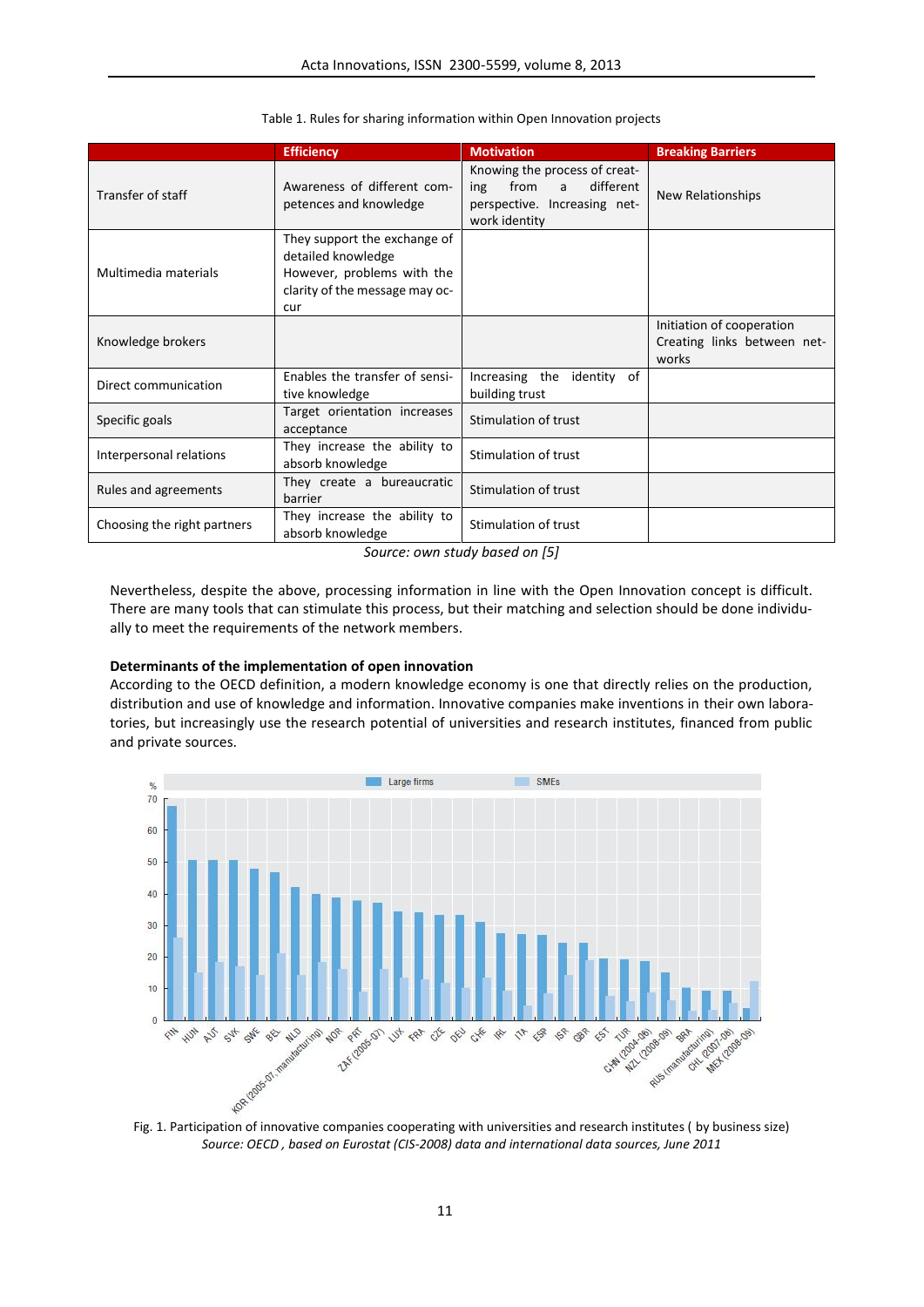Table 1. Rules for sharing information within Open Innovation projects

| | Efficiency | Motivation | Breaking Barriers |
|---|---|---|---|
| Transfer of staff | Awareness of different competences and knowledge | Knowing the process of creating from a different perspective. Increasing network identity | New Relationships |
| Multimedia materials | They support the exchange of detailed knowledge However, problems with the clarity of the message may occur | | |
| Knowledge brokers | | | Initiation of cooperation Creating links between networks |
| Direct communication | Enables the transfer of sensitive knowledge | Increasing the identity of building trust | |
| Specific goals | Target orientation increases acceptance | Stimulation of trust | |
| Interpersonal relations | They increase the ability to absorb knowledge | Stimulation of trust | |
| Rules and agreements | They create a bureaucratic barrier | Stimulation of trust | |
| Choosing the right partners | They increase the ability to absorb knowledge | Stimulation of trust | |

*Source: own study based on [5]*

Nevertheless, despite the above, processing information in line with the Open Innovation concept is difficult. There are many tools that can stimulate this process, but their matching and selection should be done individually to meet the requirements of the network members.

**Determinants of the implementation of open innovation**

According to the OECD definition, a modern knowledge economy is one that directly relies on the production, distribution and use of knowledge and information. Innovative companies make inventions in their own laboratories, but increasingly use the research potential of universities and research institutes, financed from public and private sources.

Fig. 1. Participation of innovative companies cooperating with universities and research institutes ( by business size)

*Source: OECD , based on Eurostat (CIS-2008) data and international data sources, June 2011*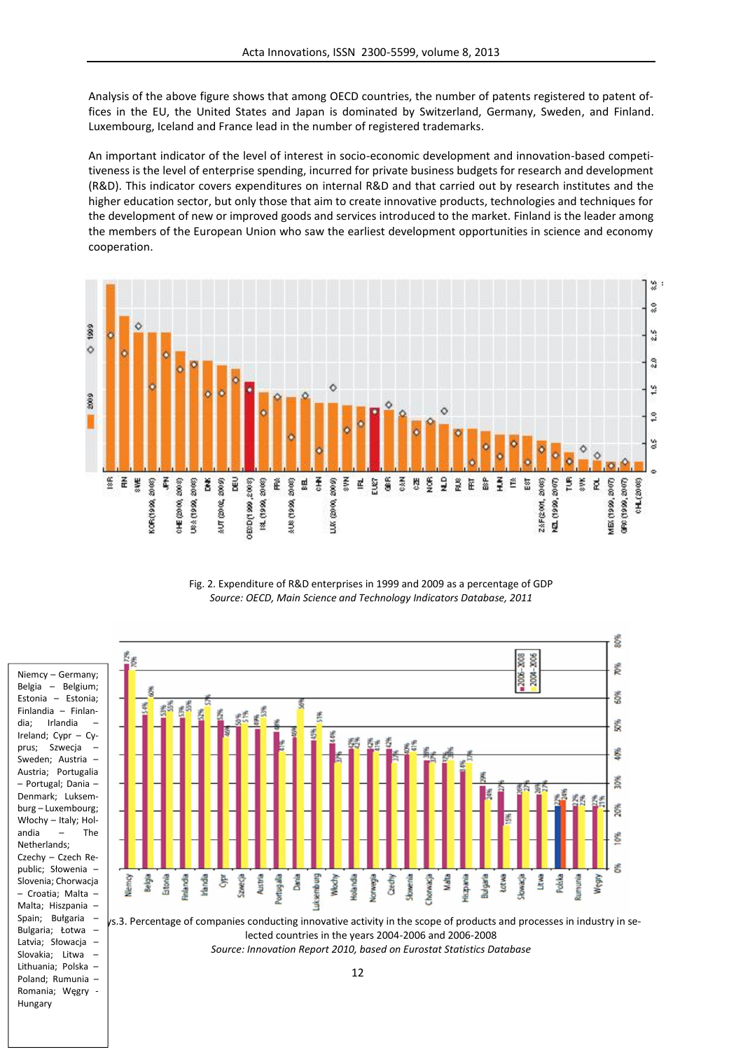Analysis of the above figure shows that among OECD countries, the number of patents registered to patent offices in the EU, the United States and Japan is dominated by Switzerland, Germany, Sweden, and Finland. Luxembourg, Iceland and France lead in the number of registered trademarks.

An important indicator of the level of interest in socio-economic development and innovation-based competitiveness is the level of enterprise spending, incurred for private business budgets for research and development (R&D). This indicator covers expenditures on internal R&D and that carried out by research institutes and the higher education sector, but only those that aim to create innovative products, technologies and techniques for the development of new or improved goods and services introduced to the market. Finland is the leader among the members of the European Union who saw the earliest development opportunities in science and economy cooperation.

Fig. 2. Expenditure of R&D enterprises in 1999 and 2009 as a percentage of GDP
*Source: OECD, Main Science and Technology Indicators Database, 2011*

Niemcy – Germany; Belgia – Belgium; Estonia – Estonia; Finlandia – Finlandia; Irlandia – Ireland; Cypr – Cyprus; Szwecja – Sweden; Austria – Austria; Portugalia – Portugal; Dania – Denmark; Luksemburg – Luxembourg; Włochy – Italy; Holandia – The Netherlands; Czechy – Czech Republic; Słowenia – Slovenia; Chorwacja – Croatia; Malta – Malta; Hiszpania – Spain; Bułgaria – Bulgaria; Łotwa – Latvia; Słowacja – Slovakia; Litwa – Lithuania; Polska – Poland; Rumunia – Romania; Węgry - Hungary

Fig.3. Percentage of companies conducting innovative activity in the scope of products and processes in industry in selected countries in the years 2004-2006 and 2006-2008
*Source: Innovation Report 2010, based on Eurostat Statistics Database*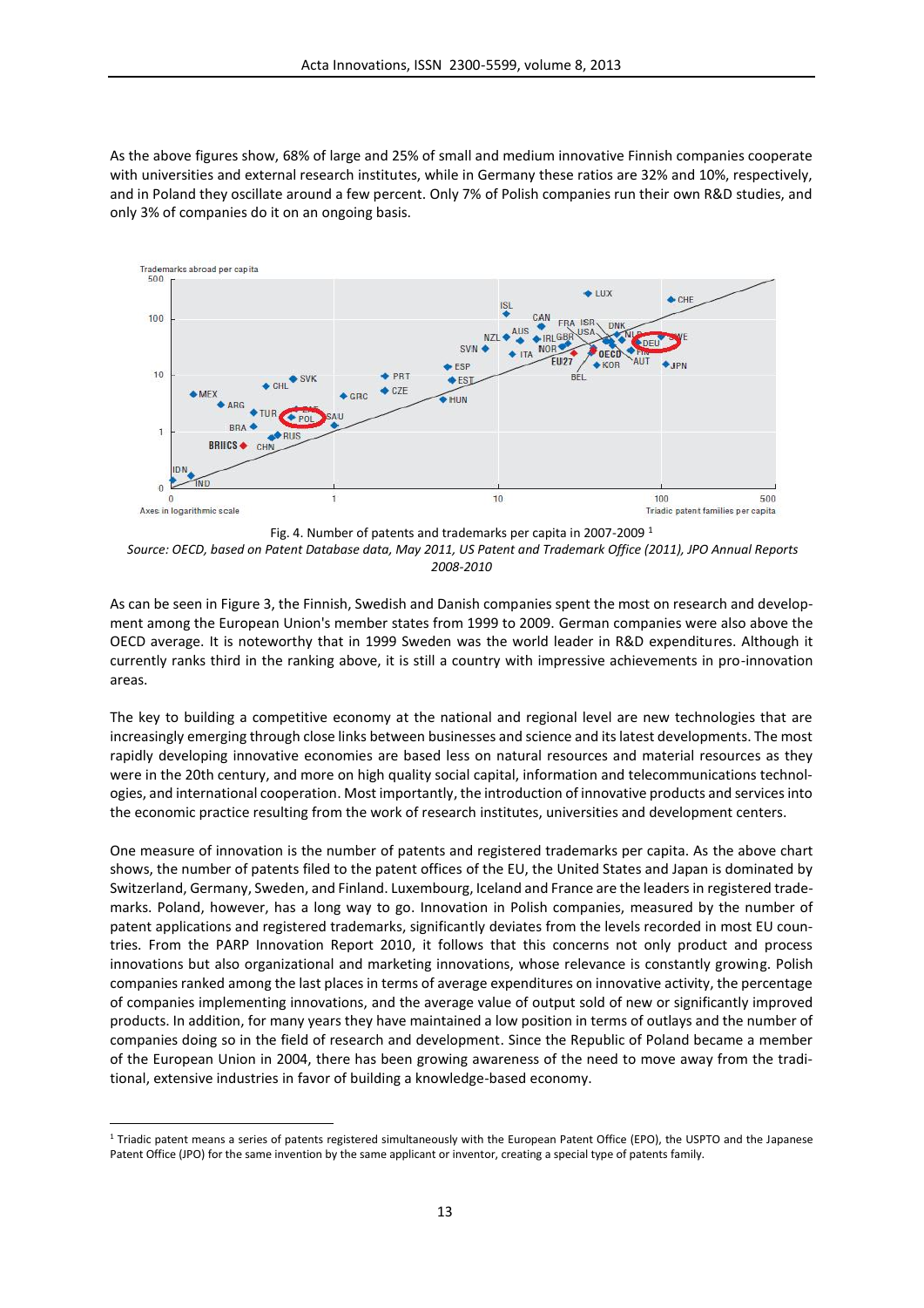As the above figures show, 68% of large and 25% of small and medium innovative Finnish companies cooperate with universities and external research institutes, while in Germany these ratios are 32% and 10%, respectively, and in Poland they oscillate around a few percent. Only 7% of Polish companies run their own R&D studies, and only 3% of companies do it on an ongoing basis.

Fig. 4. Number of patents and trademarks per capita in 2007-2009 [1]

*Source: OECD, based on Patent Database data, May 2011, US Patent and Trademark Office (2011), JPO Annual Reports 2008-2010*

As can be seen in Figure 3, the Finnish, Swedish and Danish companies spent the most on research and development among the European Union's member states from 1999 to 2009. German companies were also above the OECD average. It is noteworthy that in 1999 Sweden was the world leader in R&D expenditures. Although it currently ranks third in the ranking above, it is still a country with impressive achievements in pro-innovation areas.

The key to building a competitive economy at the national and regional level are new technologies that are increasingly emerging through close links between businesses and science and its latest developments. The most rapidly developing innovative economies are based less on natural resources and material resources as they were in the 20th century, and more on high quality social capital, information and telecommunications technologies, and international cooperation. Most importantly, the introduction of innovative products and services into the economic practice resulting from the work of research institutes, universities and development centers.

One measure of innovation is the number of patents and registered trademarks per capita. As the above chart shows, the number of patents filed to the patent offices of the EU, the United States and Japan is dominated by Switzerland, Germany, Sweden, and Finland. Luxembourg, Iceland and France are the leaders in registered trademarks. Poland, however, has a long way to go. Innovation in Polish companies, measured by the number of patent applications and registered trademarks, significantly deviates from the levels recorded in most EU countries. From the PARP Innovation Report 2010, it follows that this concerns not only product and process innovations but also organizational and marketing innovations, whose relevance is constantly growing. Polish companies ranked among the last places in terms of average expenditures on innovative activity, the percentage of companies implementing innovations, and the average value of output sold of new or significantly improved products. In addition, for many years they have maintained a low position in terms of outlays and the number of companies doing so in the field of research and development. Since the Republic of Poland became a member of the European Union in 2004, there has been growing awareness of the need to move away from the traditional, extensive industries in favor of building a knowledge-based economy.

[1] Triadic patent means a series of patents registered simultaneously with the European Patent Office (EPO), the USPTO and the Japanese Patent Office (JPO) for the same invention by the same applicant or inventor, creating a special type of patents family.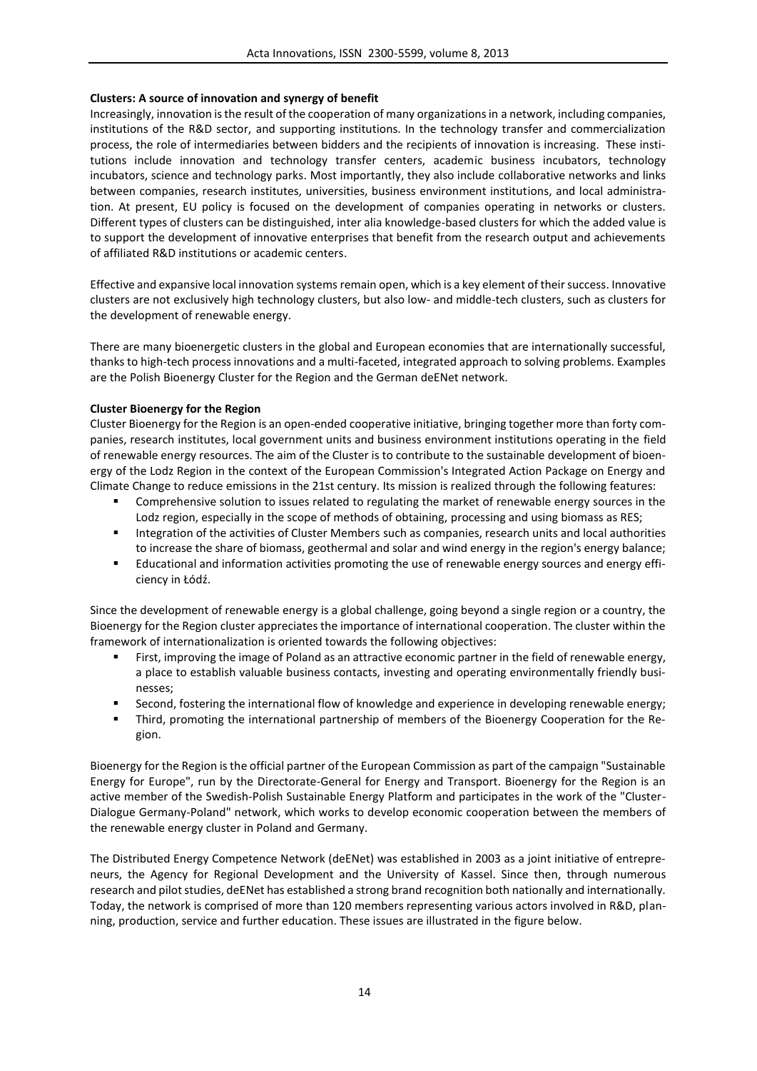**Clusters: A source of innovation and synergy of benefit**

Increasingly, innovation is the result of the cooperation of many organizations in a network, including companies, institutions of the R&D sector, and supporting institutions. In the technology transfer and commercialization process, the role of intermediaries between bidders and the recipients of innovation is increasing. These institutions include innovation and technology transfer centers, academic business incubators, technology incubators, science and technology parks. Most importantly, they also include collaborative networks and links between companies, research institutes, universities, business environment institutions, and local administration. At present, EU policy is focused on the development of companies operating in networks or clusters. Different types of clusters can be distinguished, inter alia knowledge-based clusters for which the added value is to support the development of innovative enterprises that benefit from the research output and achievements of affiliated R&D institutions or academic centers.

Effective and expansive local innovation systems remain open, which is a key element of their success. Innovative clusters are not exclusively high technology clusters, but also low- and middle-tech clusters, such as clusters for the development of renewable energy.

There are many bioenergetic clusters in the global and European economies that are internationally successful, thanks to high-tech process innovations and a multi-faceted, integrated approach to solving problems. Examples are the Polish Bioenergy Cluster for the Region and the German deENet network.

**Cluster Bioenergy for the Region**

Cluster Bioenergy for the Region is an open-ended cooperative initiative, bringing together more than forty companies, research institutes, local government units and business environment institutions operating in the field of renewable energy resources. The aim of the Cluster is to contribute to the sustainable development of bioenergy of the Lodz Region in the context of the European Commission's Integrated Action Package on Energy and Climate Change to reduce emissions in the 21st century. Its mission is realized through the following features:

- Comprehensive solution to issues related to regulating the market of renewable energy sources in the Lodz region, especially in the scope of methods of obtaining, processing and using biomass as RES;
- Integration of the activities of Cluster Members such as companies, research units and local authorities to increase the share of biomass, geothermal and solar and wind energy in the region's energy balance;
- Educational and information activities promoting the use of renewable energy sources and energy efficiency in Łódź.

Since the development of renewable energy is a global challenge, going beyond a single region or a country, the Bioenergy for the Region cluster appreciates the importance of international cooperation. The cluster within the framework of internationalization is oriented towards the following objectives:

- First, improving the image of Poland as an attractive economic partner in the field of renewable energy, a place to establish valuable business contacts, investing and operating environmentally friendly businesses;
- Second, fostering the international flow of knowledge and experience in developing renewable energy;
- Third, promoting the international partnership of members of the Bioenergy Cooperation for the Region.

Bioenergy for the Region is the official partner of the European Commission as part of the campaign "Sustainable Energy for Europe", run by the Directorate-General for Energy and Transport. Bioenergy for the Region is an active member of the Swedish-Polish Sustainable Energy Platform and participates in the work of the "Cluster-Dialogue Germany-Poland" network, which works to develop economic cooperation between the members of the renewable energy cluster in Poland and Germany.

The Distributed Energy Competence Network (deENet) was established in 2003 as a joint initiative of entrepreneurs, the Agency for Regional Development and the University of Kassel. Since then, through numerous research and pilot studies, deENet has established a strong brand recognition both nationally and internationally. Today, the network is comprised of more than 120 members representing various actors involved in R&D, planning, production, service and further education. These issues are illustrated in the figure below.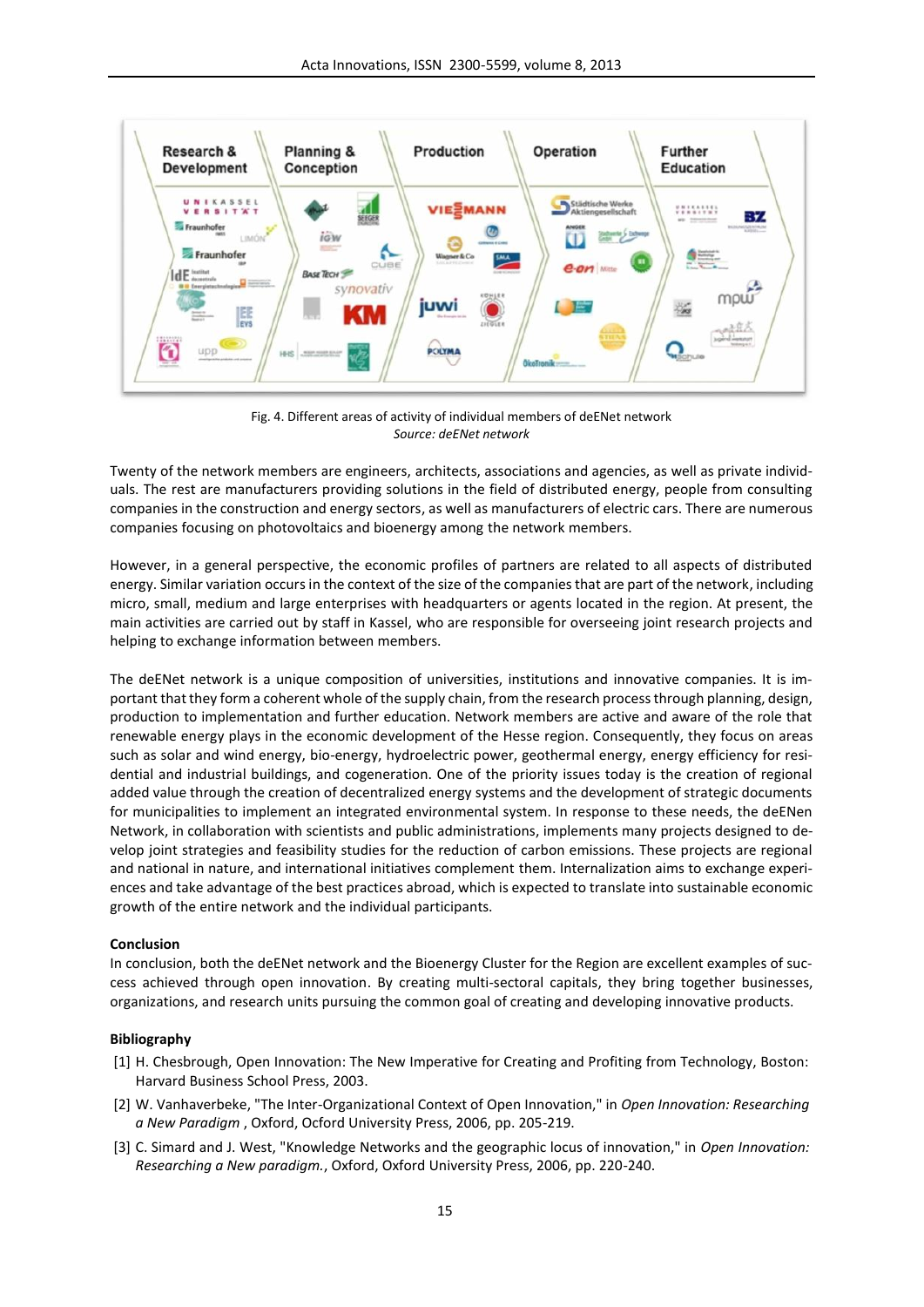Fig. 4. Different areas of activity of individual members of deENet network
*Source: deENet network*

Twenty of the network members are engineers, architects, associations and agencies, as well as private individuals. The rest are manufacturers providing solutions in the field of distributed energy, people from consulting companies in the construction and energy sectors, as well as manufacturers of electric cars. There are numerous companies focusing on photovoltaics and bioenergy among the network members.

However, in a general perspective, the economic profiles of partners are related to all aspects of distributed energy. Similar variation occurs in the context of the size of the companies that are part of the network, including micro, small, medium and large enterprises with headquarters or agents located in the region. At present, the main activities are carried out by staff in Kassel, who are responsible for overseeing joint research projects and helping to exchange information between members.

The deENet network is a unique composition of universities, institutions and innovative companies. It is important that they form a coherent whole of the supply chain, from the research process through planning, design, production to implementation and further education. Network members are active and aware of the role that renewable energy plays in the economic development of the Hesse region. Consequently, they focus on areas such as solar and wind energy, bio-energy, hydroelectric power, geothermal energy, energy efficiency for residential and industrial buildings, and cogeneration. One of the priority issues today is the creation of regional added value through the creation of decentralized energy systems and the development of strategic documents for municipalities to implement an integrated environmental system. In response to these needs, the deENen Network, in collaboration with scientists and public administrations, implements many projects designed to develop joint strategies and feasibility studies for the reduction of carbon emissions. These projects are regional and national in nature, and international initiatives complement them. Internalization aims to exchange experiences and take advantage of the best practices abroad, which is expected to translate into sustainable economic growth of the entire network and the individual participants.

**Conclusion**

In conclusion, both the deENet network and the Bioenergy Cluster for the Region are excellent examples of success achieved through open innovation. By creating multi-sectoral capitals, they bring together businesses, organizations, and research units pursuing the common goal of creating and developing innovative products.

**Bibliography**

[1] H. Chesbrough, Open Innovation: The New Imperative for Creating and Profiting from Technology, Boston: Harvard Business School Press, 2003.

[2] W. Vanhaverbeke, "The Inter-Organizational Context of Open Innovation," in *Open Innovation: Researching a New Paradigm* , Oxford, Ocford University Press, 2006, pp. 205-219.

[3] C. Simard and J. West, "Knowledge Networks and the geographic locus of innovation," in *Open Innovation: Researching a New paradigm.*, Oxford, Oxford University Press, 2006, pp. 220-240.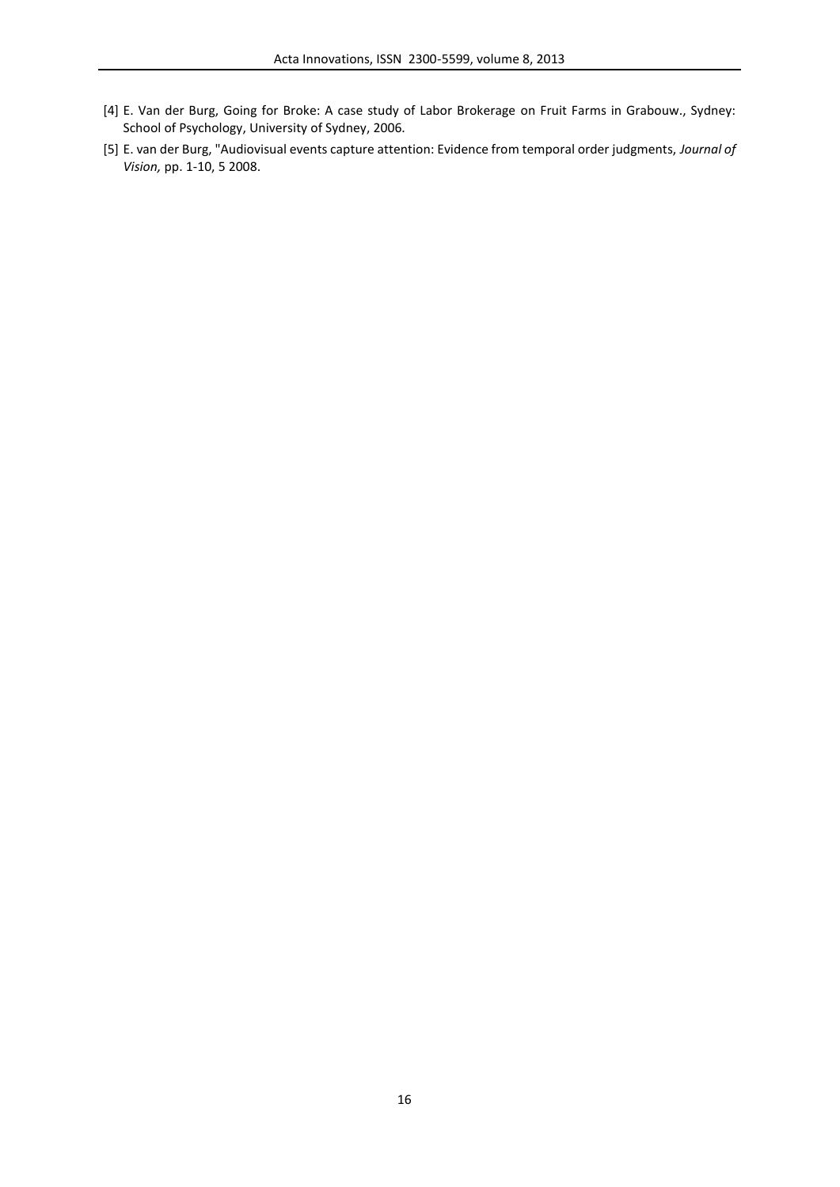[4] E. Van der Burg, Going for Broke: A case study of Labor Brokerage on Fruit Farms in Grabouw., Sydney: School of Psychology, University of Sydney, 2006.

[5] E. van der Burg, "Audiovisual events capture attention: Evidence from temporal order judgments, *Journal of Vision,* pp. 1-10, 5 2008.